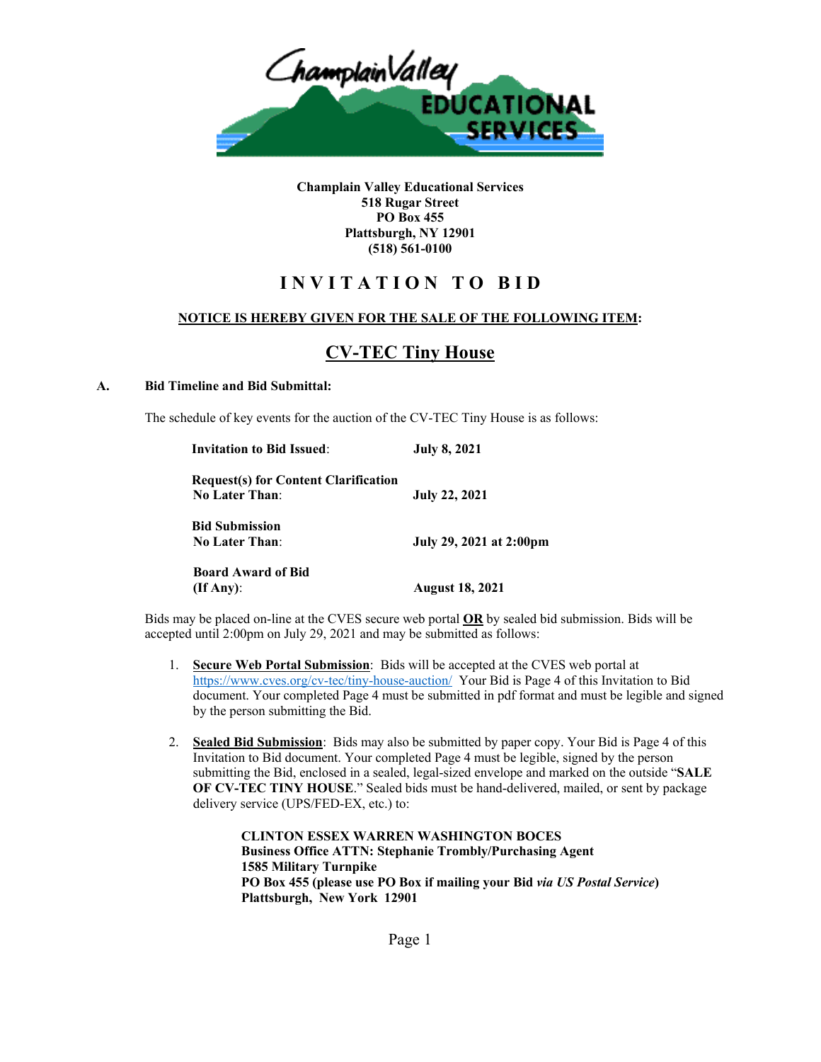**Champlain Valley Educational Services**
**518 Rugar Street**
**PO Box 455**
**Plattsburgh, NY 12901**
**(518) 561-0100**

# INVITATION TO BID

**NOTICE IS HEREBY GIVEN FOR THE SALE OF THE FOLLOWING ITEM:**

## CV-TEC Tiny House

### A. Bid Timeline and Bid Submittal:

The schedule of key events for the auction of the CV-TEC Tiny House is as follows:

| | |
|---|---|
| **Invitation to Bid Issued**: | **July 8, 2021** |
| **Request(s) for Content Clarification No Later Than**: | **July 22, 2021** |
| **Bid Submission No Later Than**: | **July 29, 2021 at 2:00pm** |
| **Board Award of Bid (If Any)**: | **August 18, 2021** |

Bids may be placed on-line at the CVES secure web portal **OR** by sealed bid submission. Bids will be accepted until 2:00pm on July 29, 2021 and may be submitted as follows:

1. **Secure Web Portal Submission**: Bids will be accepted at the CVES web portal at https://www.cves.org/cv-tec/tiny-house-auction/ Your Bid is Page 4 of this Invitation to Bid document. Your completed Page 4 must be submitted in pdf format and must be legible and signed by the person submitting the Bid.

2. **Sealed Bid Submission**: Bids may also be submitted by paper copy. Your Bid is Page 4 of this Invitation to Bid document. Your completed Page 4 must be legible, signed by the person submitting the Bid, enclosed in a sealed, legal-sized envelope and marked on the outside "**SALE OF CV-TEC TINY HOUSE**." Sealed bids must be hand-delivered, mailed, or sent by package delivery service (UPS/FED-EX, etc.) to:

   **CLINTON ESSEX WARREN WASHINGTON BOCES**
   **Business Office ATTN: Stephanie Trombly/Purchasing Agent**
   **1585 Military Turnpike**
   **PO Box 455 (please use PO Box if mailing your Bid *via US Postal Service*)**
   **Plattsburgh, New York 12901**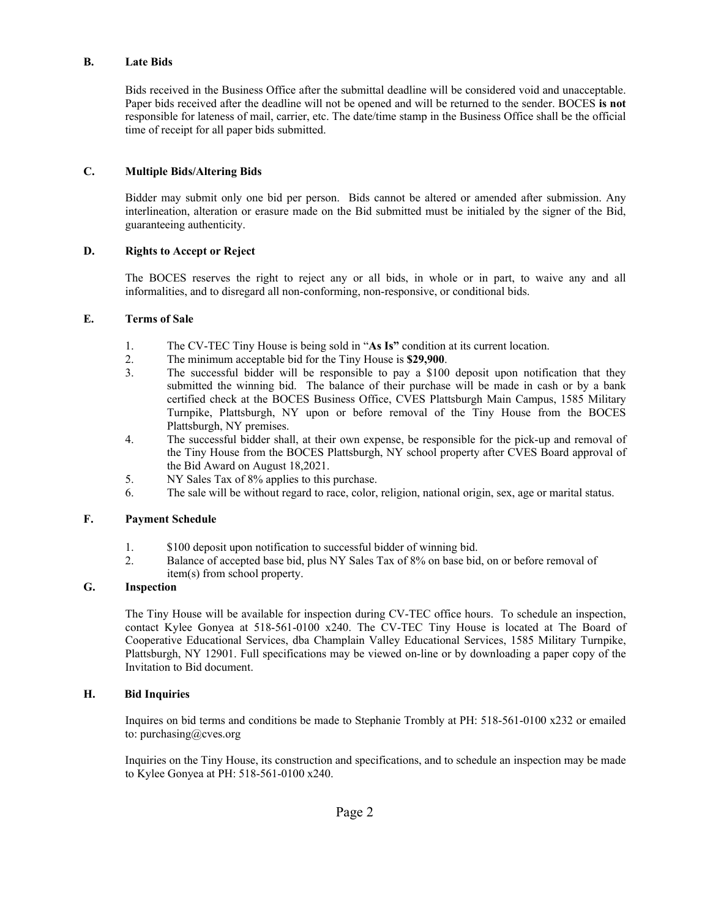## B. Late Bids

Bids received in the Business Office after the submittal deadline will be considered void and unacceptable. Paper bids received after the deadline will not be opened and will be returned to the sender. BOCES **is not** responsible for lateness of mail, carrier, etc. The date/time stamp in the Business Office shall be the official time of receipt for all paper bids submitted.

## C. Multiple Bids/Altering Bids

Bidder may submit only one bid per person. Bids cannot be altered or amended after submission. Any interlineation, alteration or erasure made on the Bid submitted must be initialed by the signer of the Bid, guaranteeing authenticity.

## D. Rights to Accept or Reject

The BOCES reserves the right to reject any or all bids, in whole or in part, to waive any and all informalities, and to disregard all non-conforming, non-responsive, or conditional bids.

## E. Terms of Sale

1. The CV-TEC Tiny House is being sold in "**As Is"** condition at its current location.
2. The minimum acceptable bid for the Tiny House is **$29,900**.
3. The successful bidder will be responsible to pay a $100 deposit upon notification that they submitted the winning bid. The balance of their purchase will be made in cash or by a bank certified check at the BOCES Business Office, CVES Plattsburgh Main Campus, 1585 Military Turnpike, Plattsburgh, NY upon or before removal of the Tiny House from the BOCES Plattsburgh, NY premises.
4. The successful bidder shall, at their own expense, be responsible for the pick-up and removal of the Tiny House from the BOCES Plattsburgh, NY school property after CVES Board approval of the Bid Award on August 18,2021.
5. NY Sales Tax of 8% applies to this purchase.
6. The sale will be without regard to race, color, religion, national origin, sex, age or marital status.

## F. Payment Schedule

1. $100 deposit upon notification to successful bidder of winning bid.
2. Balance of accepted base bid, plus NY Sales Tax of 8% on base bid, on or before removal of item(s) from school property.

## G. Inspection

The Tiny House will be available for inspection during CV-TEC office hours. To schedule an inspection, contact Kylee Gonyea at 518-561-0100 x240. The CV-TEC Tiny House is located at The Board of Cooperative Educational Services, dba Champlain Valley Educational Services, 1585 Military Turnpike, Plattsburgh, NY 12901. Full specifications may be viewed on-line or by downloading a paper copy of the Invitation to Bid document.

## H. Bid Inquiries

Inquires on bid terms and conditions be made to Stephanie Trombly at PH: 518-561-0100 x232 or emailed to: purchasing@cves.org

Inquiries on the Tiny House, its construction and specifications, and to schedule an inspection may be made to Kylee Gonyea at PH: 518-561-0100 x240.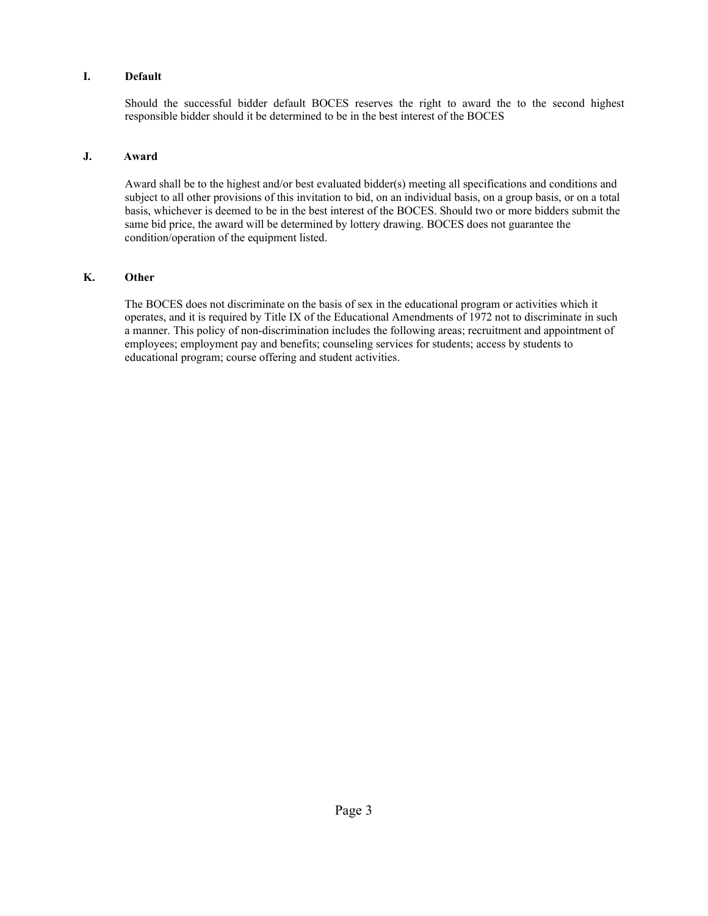## I. Default

Should the successful bidder default BOCES reserves the right to award the to the second highest responsible bidder should it be determined to be in the best interest of the BOCES

## J. Award

Award shall be to the highest and/or best evaluated bidder(s) meeting all specifications and conditions and subject to all other provisions of this invitation to bid, on an individual basis, on a group basis, or on a total basis, whichever is deemed to be in the best interest of the BOCES. Should two or more bidders submit the same bid price, the award will be determined by lottery drawing. BOCES does not guarantee the condition/operation of the equipment listed.

## K. Other

The BOCES does not discriminate on the basis of sex in the educational program or activities which it operates, and it is required by Title IX of the Educational Amendments of 1972 not to discriminate in such a manner. This policy of non-discrimination includes the following areas; recruitment and appointment of employees; employment pay and benefits; counseling services for students; access by students to educational program; course offering and student activities.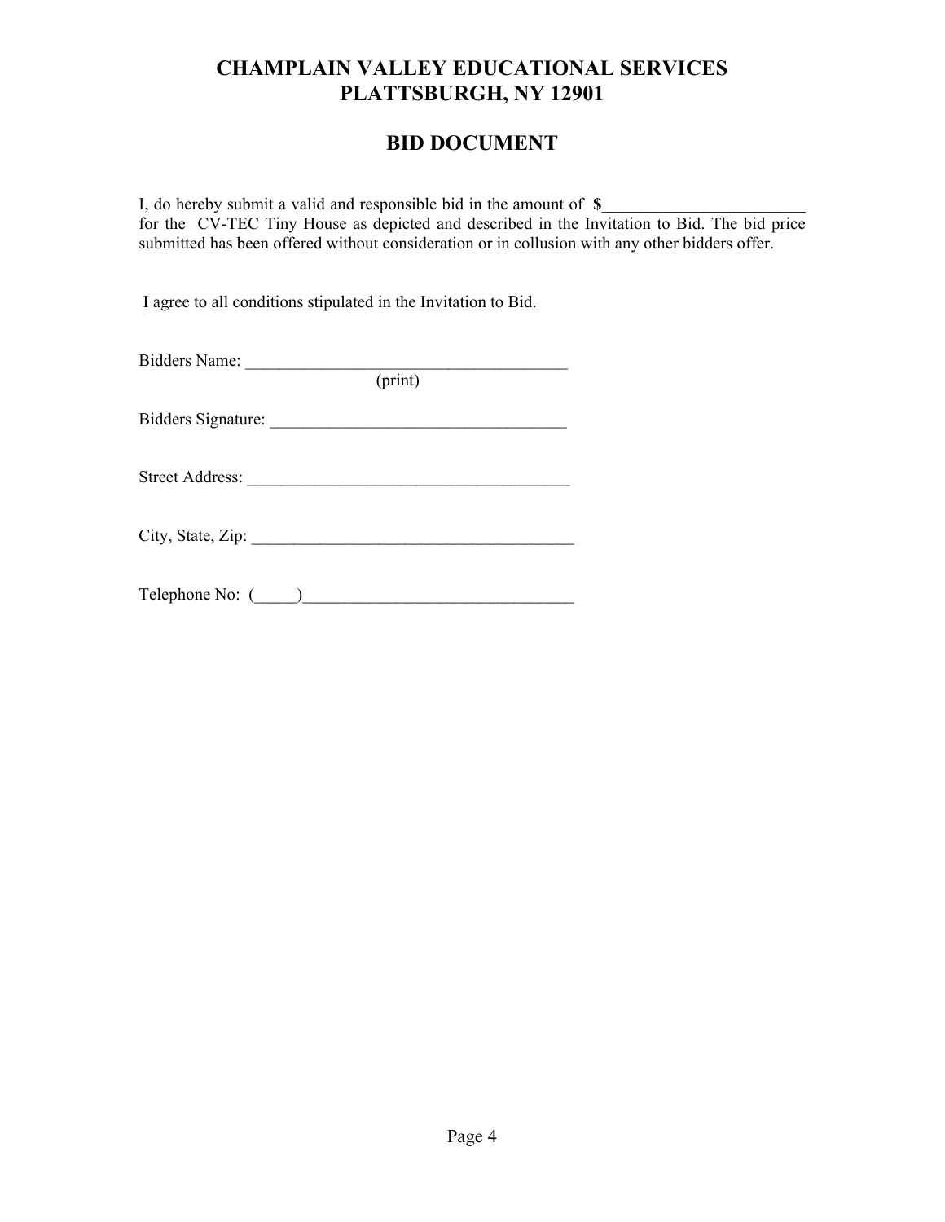# CHAMPLAIN VALLEY EDUCATIONAL SERVICES
# PLATTSBURGH, NY 12901

## BID DOCUMENT

I, do hereby submit a valid and responsible bid in the amount of **$________________________** for the CV-TEC Tiny House as depicted and described in the Invitation to Bid. The bid price submitted has been offered without consideration or in collusion with any other bidders offer.

I agree to all conditions stipulated in the Invitation to Bid.

Bidders Name: ________________________________________
(print)

Bidders Signature: ____________________________________

Street Address: _______________________________________

City, State, Zip: _______________________________________

Telephone No: (_____)_________________________________